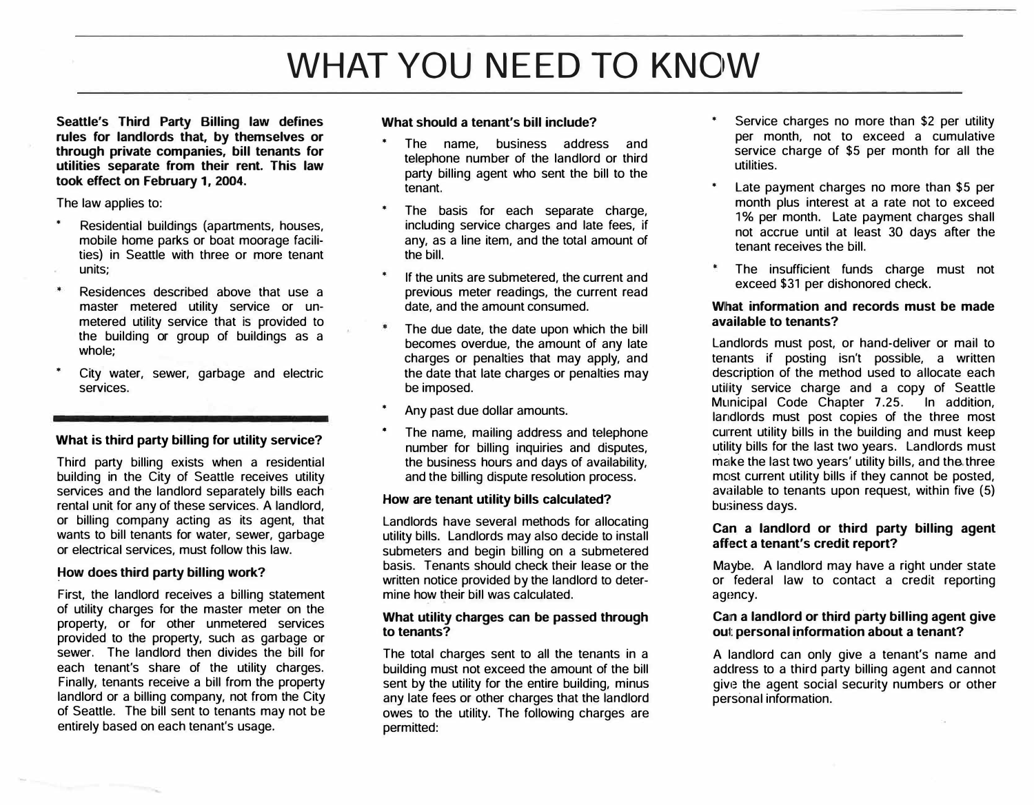# WHAT YOU NEED TO KNOW

**Seattle's Third Party Billing law defines rules for landlords that, by themselves or through private companies, bill tenants for utilities separate from their rent. This law took effect on February 1, 2004.**

The law applies to:

* Residential buildings (apartments, houses, mobile home parks or boat moorage facilities) in Seattle with three or more tenant units;
* Residences described above that use a master metered utility service or unmetered utility service that is provided to the building or group of buildings as a whole;
* City water, sewer, garbage and electric services.

### What is third party billing for utility service?

Third party billing exists when a residential building in the City of Seattle receives utility services and the landlord separately bills each rental unit for any of these services. A landlord, or billing company acting as its agent, that wants to bill tenants for water, sewer, garbage or electrical services, must follow this law.

### How does third party billing work?

First, the landlord receives a billing statement of utility charges for the master meter on the property, or for other unmetered services provided to the property, such as garbage or sewer. The landlord then divides the bill for each tenant's share of the utility charges. Finally, tenants receive a bill from the property landlord or a billing company, not from the City of Seattle. The bill sent to tenants may not be entirely based on each tenant's usage.

### What should a tenant's bill include?

* The name, business address and telephone number of the landlord or third party billing agent who sent the bill to the tenant.
* The basis for each separate charge, including service charges and late fees, if any, as a line item, and the total amount of the bill.
* If the units are submetered, the current and previous meter readings, the current read date, and the amount consumed.
* The due date, the date upon which the bill becomes overdue, the amount of any late charges or penalties that may apply, and the date that late charges or penalties may be imposed.
* Any past due dollar amounts.
* The name, mailing address and telephone number for billing inquiries and disputes, the business hours and days of availability, and the billing dispute resolution process.

### How are tenant utility bills calculated?

Landlords have several methods for allocating utility bills. Landlords may also decide to install submeters and begin billing on a submetered basis. Tenants should check their lease or the written notice provided by the landlord to determine how their bill was calculated.

### What utility charges can be passed through to tenants?

The total charges sent to all the tenants in a building must not exceed the amount of the bill sent by the utility for the entire building, minus any late fees or other charges that the landlord owes to the utility. The following charges are permitted:

* Service charges no more than $2 per utility per month, not to exceed a cumulative service charge of $5 per month for all the utilities.
* Late payment charges no more than $5 per month plus interest at a rate not to exceed 1% per month. Late payment charges shall not accrue until at least 30 days after the tenant receives the bill.
* The insufficient funds charge must not exceed $31 per dishonored check.

### What information and records must be made available to tenants?

Landlords must post, or hand-deliver or mail to tenants if posting isn't possible, a written description of the method used to allocate each utility service charge and a copy of Seattle Municipal Code Chapter 7.25. In addition, landlords must post copies of the three most current utility bills in the building and must keep utility bills for the last two years. Landlords must make the last two years' utility bills, and the three most current utility bills if they cannot be posted, available to tenants upon request, within five (5) business days.

### Can a landlord or third party billing agent affect a tenant's credit report?

Maybe. A landlord may have a right under state or federal law to contact a credit reporting agency.

### Can a landlord or third party billing agent give out personal information about a tenant?

A landlord can only give a tenant's name and address to a third party billing agent and cannot give the agent social security numbers or other personal information.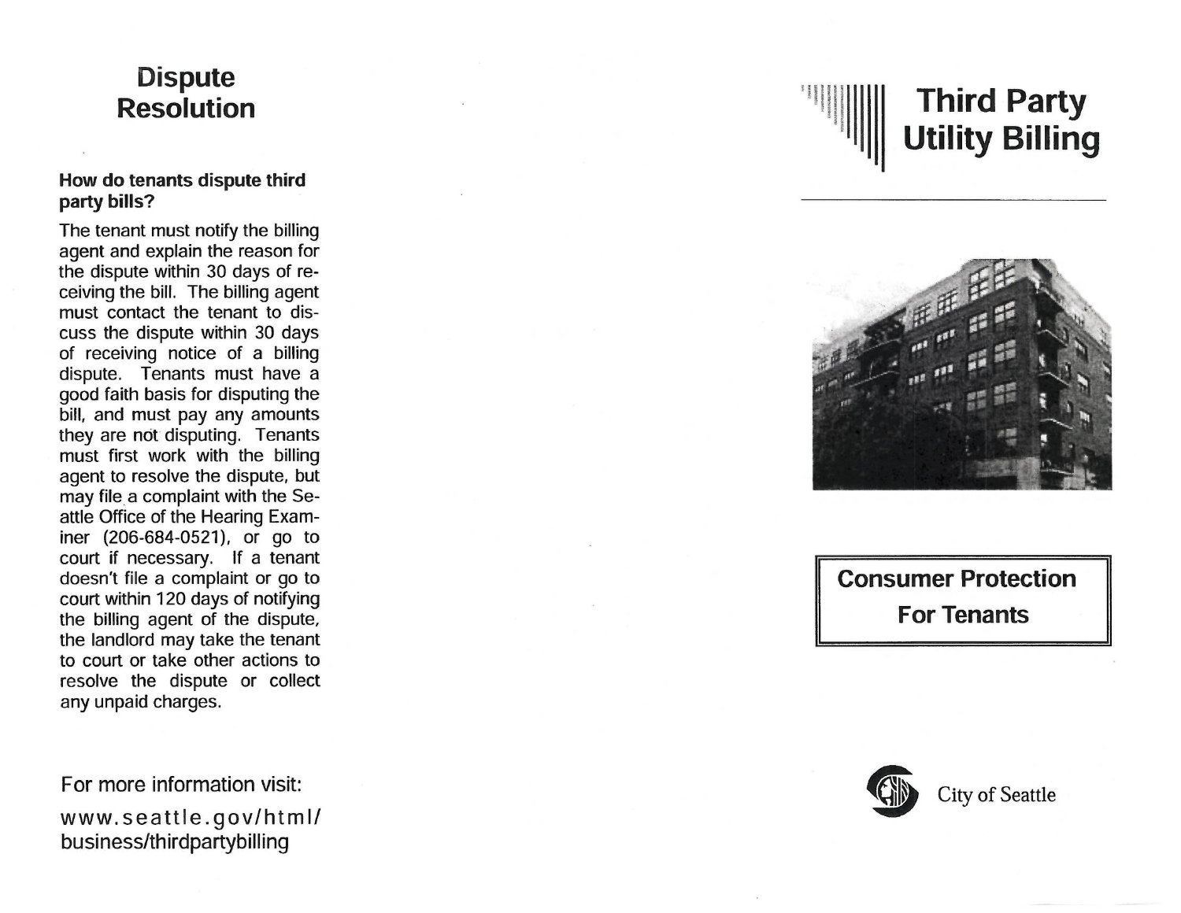## Dispute Resolution

**How do tenants dispute third party bills?**

The tenant must notify the billing agent and explain the reason for the dispute within 30 days of receiving the bill. The billing agent must contact the tenant to discuss the dispute within 30 days of receiving notice of a billing dispute. Tenants must have a good faith basis for disputing the bill, and must pay any amounts they are not disputing. Tenants must first work with the billing agent to resolve the dispute, but may file a complaint with the Seattle Office of the Hearing Examiner (206-684-0521), or go to court if necessary. If a tenant doesn't file a complaint or go to court within 120 days of notifying the billing agent of the dispute, the landlord may take the tenant to court or take other actions to resolve the dispute or collect any unpaid charges.

For more information visit:

www.seattle.gov/html/business/thirdpartybilling

# Third Party Utility Billing

**Consumer Protection For Tenants**

City of Seattle